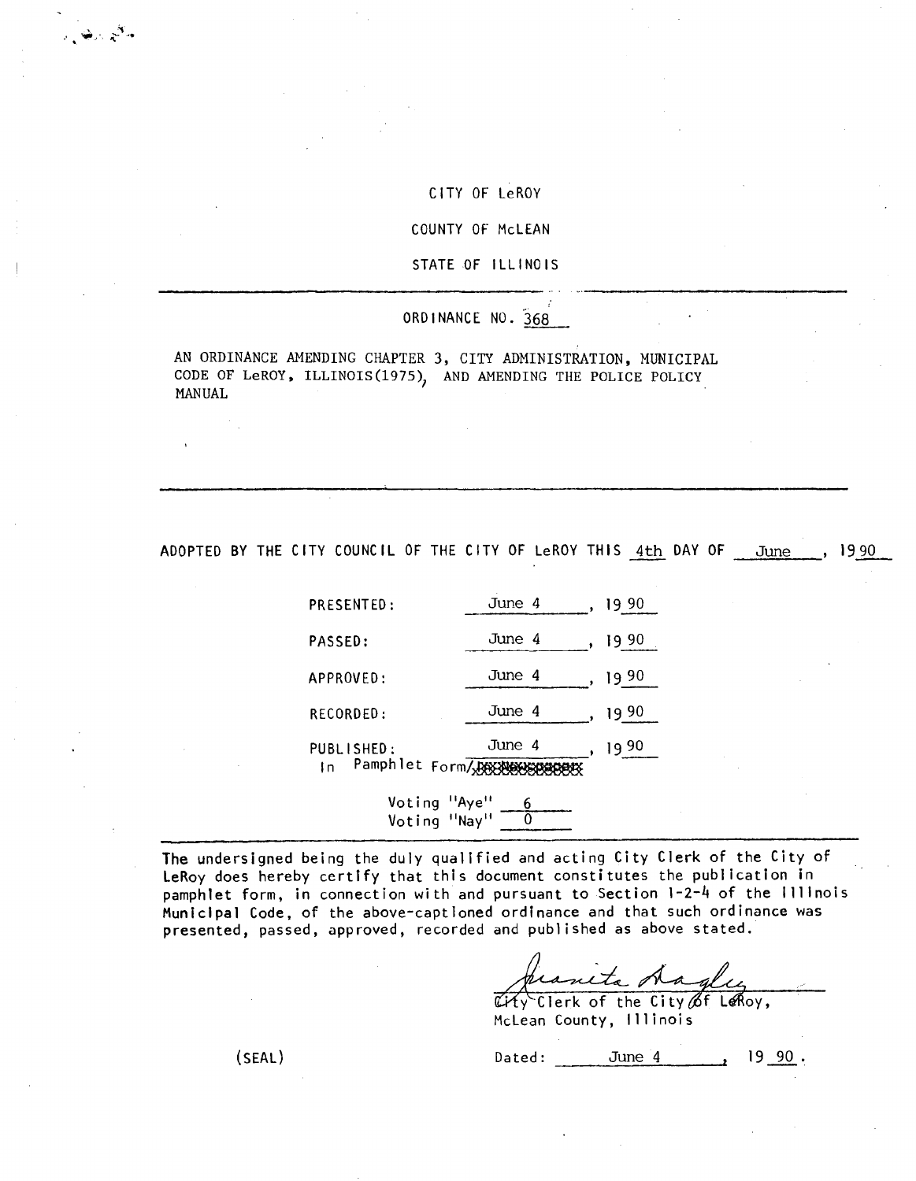CITY OF LeROY

COUNTY OF McLEAN

STATE OF ILLINOIS

---

ORDINANCE NO. 368

AN ORDINANCE AMENDING CHAPTER 3, CITY ADMINISTRATION, MUNICIPAL CODE OF LeROY, ILLINOIS(1975), AND AMENDING THE POLICE POLICY MANUAL

---

ADOPTED BY THE CITY COUNCIL OF THE CITY OF LeROY THIS 4th DAY OF June, 1990

PRESENTED: June 4, 1990

PASSED: June 4, 1990

APPROVED: June 4, 1990

RECORDED: June 4, 1990

PUBLISHED: June 4, 1990
In Pamphlet Form/~~In Newspaper~~

Voting "Aye" 6
Voting "Nay" 0

---

The undersigned being the duly qualified and acting City Clerk of the City of LeRoy does hereby certify that this document constitutes the publication in pamphlet form, in connection with and pursuant to Section 1-2-4 of the Illinois Municipal Code, of the above-captioned ordinance and that such ordinance was presented, passed, approved, recorded and published as above stated.

Juanita Hagley
City Clerk of the City of LeRoy,
McLean County, Illinois

(SEAL)

Dated: June 4, 1990.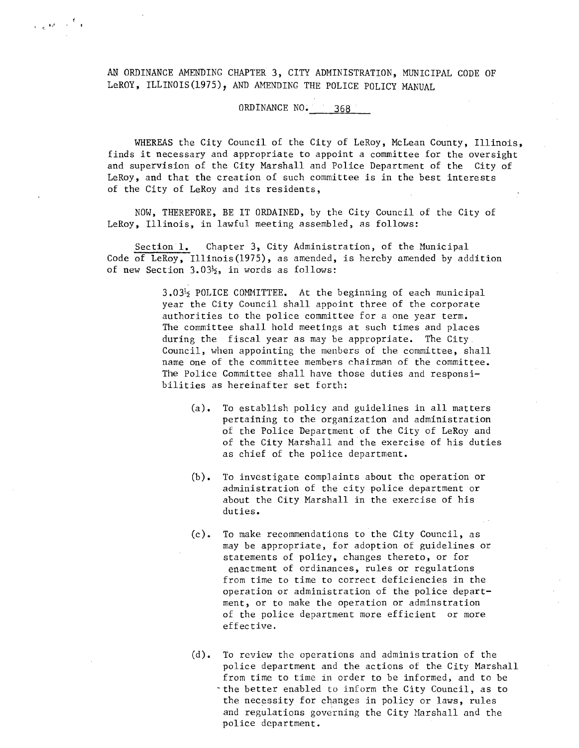AN ORDINANCE AMENDING CHAPTER 3, CITY ADMINISTRATION, MUNICIPAL CODE OF LeROY, ILLINOIS(1975), AND AMENDING THE POLICE POLICY MANUAL

ORDINANCE NO. 368

WHEREAS the City Council of the City of LeRoy, McLean County, Illinois, finds it necessary and appropriate to appoint a committee for the oversight and supervision of the City Marshall and Police Department of the City of LeRoy, and that the creation of such committee is in the best interests of the City of LeRoy and its residents,

NOW, THEREFORE, BE IT ORDAINED, by the City Council of the City of LeRoy, Illinois, in lawful meeting assembled, as follows:

Section 1. Chapter 3, City Administration, of the Municipal Code of LeRoy, Illinois(1975), as amended, is hereby amended by addition of new Section 3.03½, in words as follows:

> 3.03½ POLICE COMMITTEE. At the beginning of each municipal year the City Council shall appoint three of the corporate authorities to the police committee for a one year term. The committee shall hold meetings at such times and places during the fiscal year as may be appropriate. The City Council, when appointing the members of the committee, shall name one of the committee members chairman of the committee. The Police Committee shall have those duties and responsibilities as hereinafter set forth:
>
> (a). To establish policy and guidelines in all matters pertaining to the organization and administration of the Police Department of the City of LeRoy and of the City Marshall and the exercise of his duties as chief of the police department.
>
> (b). To investigate complaints about the operation or administration of the city police department or about the City Marshall in the exercise of his duties.
>
> (c). To make recommendations to the City Council, as may be appropriate, for adoption of guidelines or statements of policy, changes thereto, or for enactment of ordinances, rules or regulations from time to time to correct deficiencies in the operation or administration of the police department, or to make the operation or adminstration of the police department more efficient or more effective.
>
> (d). To review the operations and administration of the police department and the actions of the City Marshall from time to time in order to be informed, and to be the better enabled to inform the City Council, as to the necessity for changes in policy or laws, rules and regulations governing the City Marshall and the police department.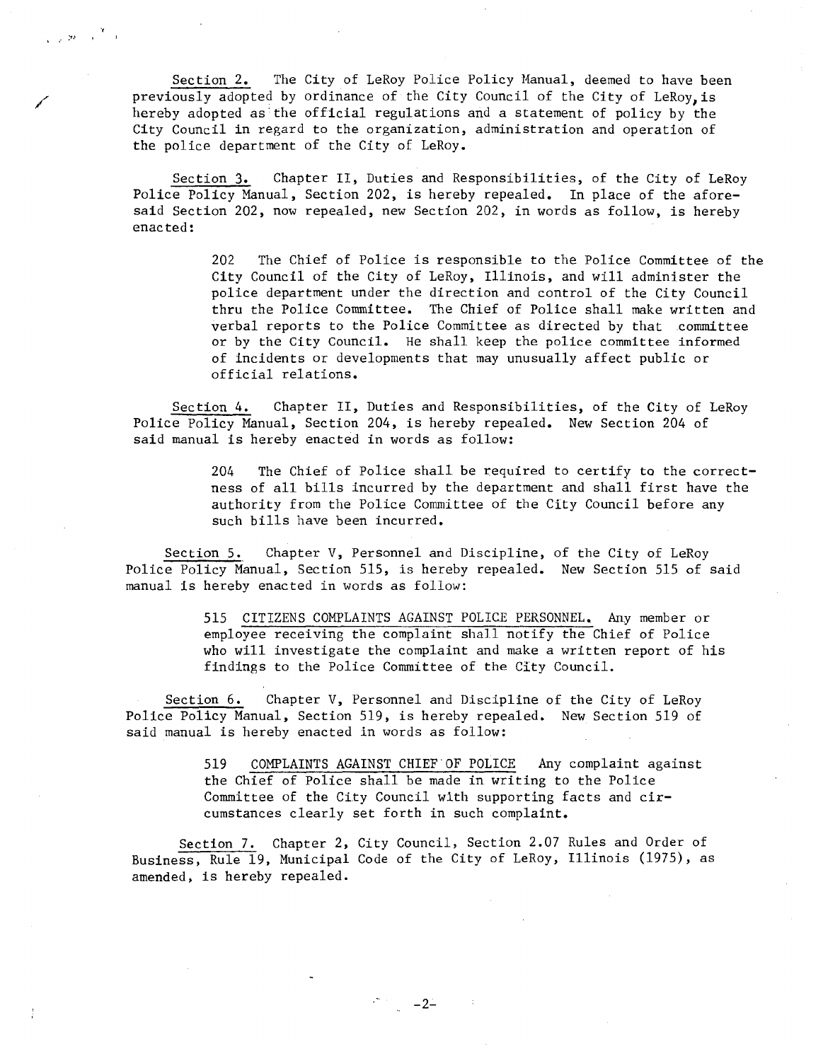Section 2. The City of LeRoy Police Policy Manual, deemed to have been previously adopted by ordinance of the City Council of the City of LeRoy, is hereby adopted as the official regulations and a statement of policy by the City Council in regard to the organization, administration and operation of the police department of the City of LeRoy.

Section 3. Chapter II, Duties and Responsibilities, of the City of LeRoy Police Policy Manual, Section 202, is hereby repealed. In place of the aforesaid Section 202, now repealed, new Section 202, in words as follow, is hereby enacted:

> 202 The Chief of Police is responsible to the Police Committee of the City Council of the City of LeRoy, Illinois, and will administer the police department under the direction and control of the City Council thru the Police Committee. The Chief of Police shall make written and verbal reports to the Police Committee as directed by that committee or by the City Council. He shall keep the police committee informed of incidents or developments that may unusually affect public or official relations.

Section 4. Chapter II, Duties and Responsibilities, of the City of LeRoy Police Policy Manual, Section 204, is hereby repealed. New Section 204 of said manual is hereby enacted in words as follow:

> 204 The Chief of Police shall be required to certify to the correctness of all bills incurred by the department and shall first have the authority from the Police Committee of the City Council before any such bills have been incurred.

Section 5. Chapter V, Personnel and Discipline, of the City of LeRoy Police Policy Manual, Section 515, is hereby repealed. New Section 515 of said manual is hereby enacted in words as follow:

> 515 CITIZENS COMPLAINTS AGAINST POLICE PERSONNEL. Any member or employee receiving the complaint shall notify the Chief of Police who will investigate the complaint and make a written report of his findings to the Police Committee of the City Council.

Section 6. Chapter V, Personnel and Discipline of the City of LeRoy Police Policy Manual, Section 519, is hereby repealed. New Section 519 of said manual is hereby enacted in words as follow:

> 519 COMPLAINTS AGAINST CHIEF OF POLICE Any complaint against the Chief of Police shall be made in writing to the Police Committee of the City Council with supporting facts and circumstances clearly set forth in such complaint.

Section 7. Chapter 2, City Council, Section 2.07 Rules and Order of Business, Rule 19, Municipal Code of the City of LeRoy, Illinois (1975), as amended, is hereby repealed.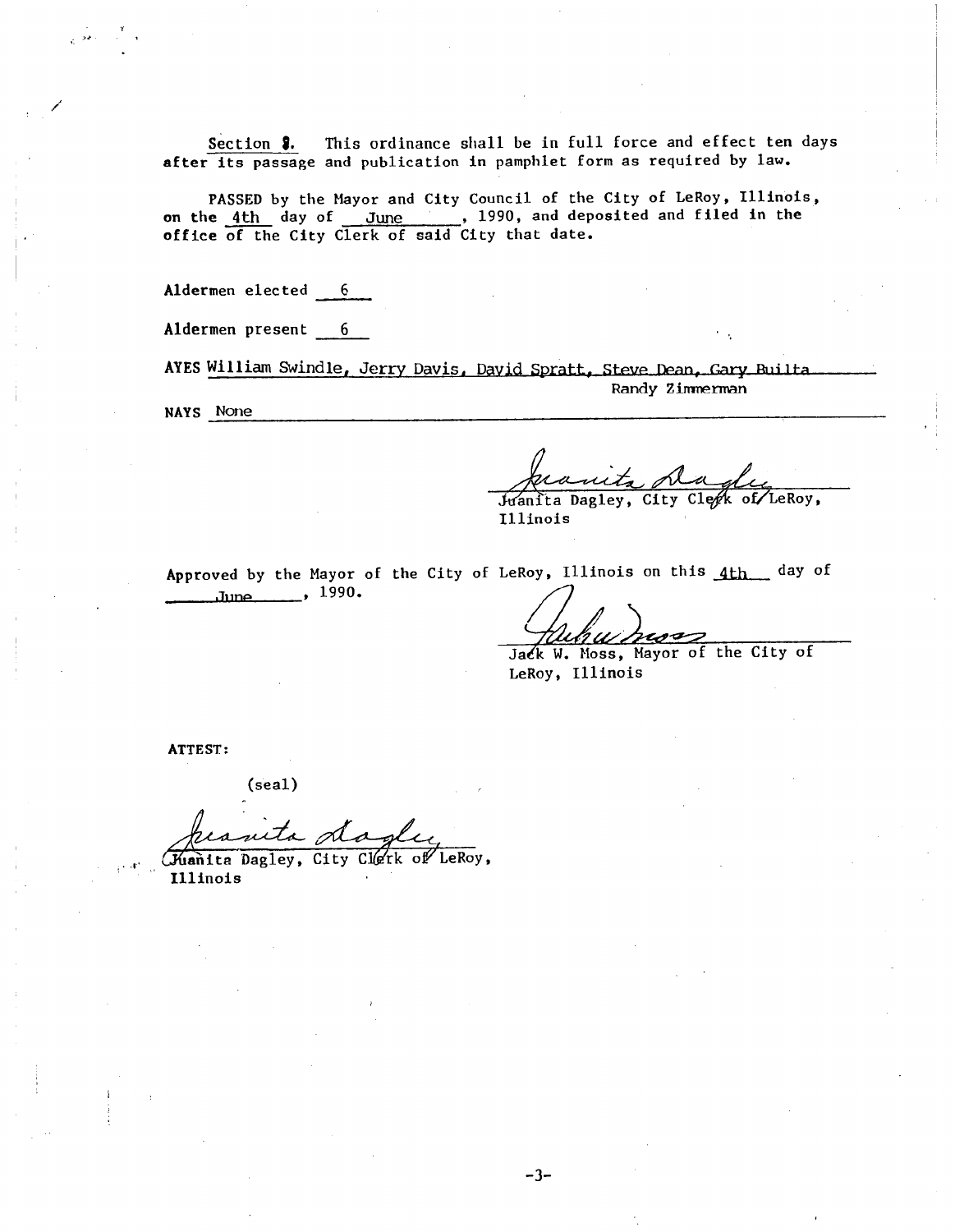Section 8. This ordinance shall be in full force and effect ten days after its passage and publication in pamphlet form as required by law.

PASSED by the Mayor and City Council of the City of LeRoy, Illinois, on the 4th day of June, 1990, and deposited and filed in the office of the City Clerk of said City that date.

Aldermen elected 6

Aldermen present 6

AYES William Swindle, Jerry Davis, David Spratt, Steve Dean, Gary Builta, Randy Zimmerman

NAYS None

Juanita Dagley, City Clerk of LeRoy, Illinois

Approved by the Mayor of the City of LeRoy, Illinois on this 4th day of June, 1990.

Jack W. Moss, Mayor of the City of LeRoy, Illinois

ATTEST:

(seal)

Juanita Dagley, City Clerk of LeRoy, Illinois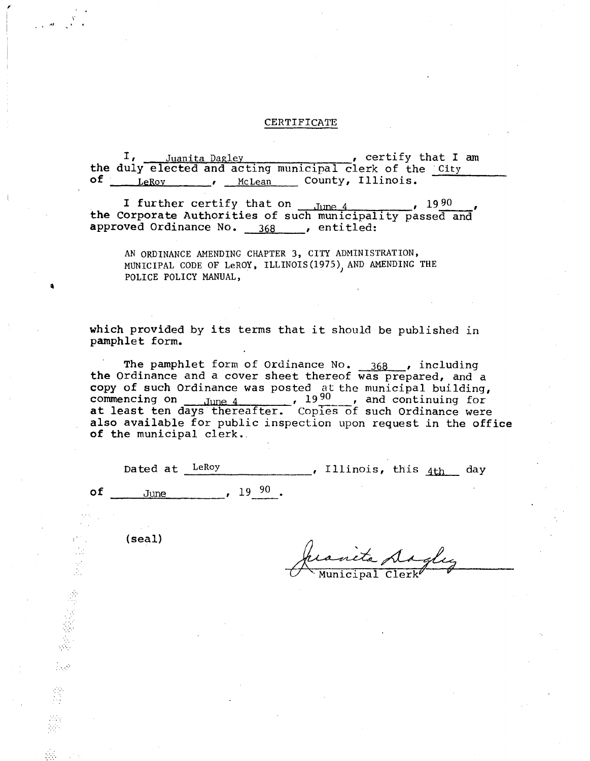# CERTIFICATE

I, Juanita Dagley, certify that I am the duly elected and acting municipal clerk of the City of LeRoy, McLean County, Illinois.

I further certify that on June 4, 1990, the Corporate Authorities of such municipality passed and approved Ordinance No. 368, entitled:

AN ORDINANCE AMENDING CHAPTER 3, CITY ADMINISTRATION, MUNICIPAL CODE OF LeROY, ILLINOIS(1975), AND AMENDING THE POLICE POLICY MANUAL,

which provided by its terms that it should be published in pamphlet form.

The pamphlet form of Ordinance No. 368, including the Ordinance and a cover sheet thereof was prepared, and a copy of such Ordinance was posted at the municipal building, commencing on June 4, 1990, and continuing for at least ten days thereafter. Copies of such Ordinance were also available for public inspection upon request in the office of the municipal clerk.

Dated at LeRoy, Illinois, this 4th day of June, 1990.

(seal)

Juanita Dagley
Municipal Clerk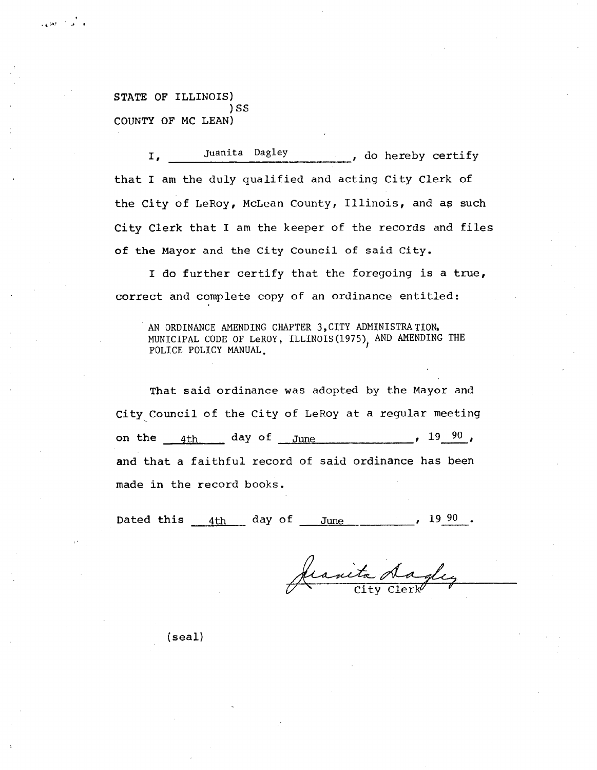STATE OF ILLINOIS)
)SS
COUNTY OF MC LEAN)

I, Juanita Dagley, do hereby certify that I am the duly qualified and acting City Clerk of the City of LeRoy, McLean County, Illinois, and as such City Clerk that I am the keeper of the records and files of the Mayor and the City Council of said City.

I do further certify that the foregoing is a true, correct and complete copy of an ordinance entitled:

AN ORDINANCE AMENDING CHAPTER 3, CITY ADMINISTRATION, MUNICIPAL CODE OF LeROY, ILLINOIS(1975), AND AMENDING THE POLICE POLICY MANUAL.

That said ordinance was adopted by the Mayor and City Council of the City of LeRoy at a regular meeting on the 4th day of June, 19 90, and that a faithful record of said ordinance has been made in the record books.

Dated this 4th day of June, 19 90.

Juanita Dagley
City Clerk

(seal)